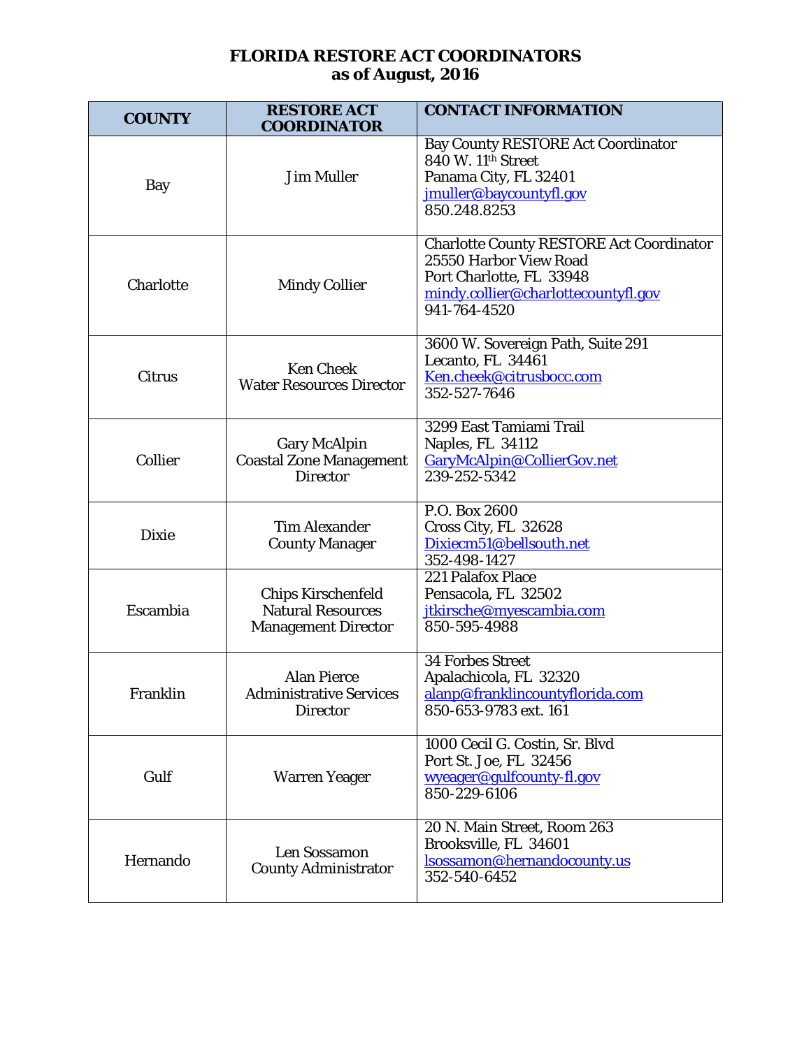# FLORIDA RESTORE ACT COORDINATORS
## as of August, 2016

| COUNTY | RESTORE ACT COORDINATOR | CONTACT INFORMATION |
|---|---|---|
| Bay | Jim Muller | Bay County RESTORE Act Coordinator<br>840 W. 11th Street<br>Panama City, FL 32401<br>jmuller@baycountyfl.gov<br>850.248.8253 |
| Charlotte | Mindy Collier | Charlotte County RESTORE Act Coordinator<br>25550 Harbor View Road<br>Port Charlotte, FL 33948<br>mindy.collier@charlottecountyfl.gov<br>941-764-4520 |
| Citrus | Ken Cheek<br>Water Resources Director | 3600 W. Sovereign Path, Suite 291<br>Lecanto, FL 34461<br>Ken.cheek@citrusbocc.com<br>352-527-7646 |
| Collier | Gary McAlpin<br>Coastal Zone Management Director | 3299 East Tamiami Trail<br>Naples, FL 34112<br>GaryMcAlpin@CollierGov.net<br>239-252-5342 |
| Dixie | Tim Alexander<br>County Manager | P.O. Box 2600<br>Cross City, FL 32628<br>Dixiecm51@bellsouth.net<br>352-498-1427 |
| Escambia | Chips Kirschenfeld<br>Natural Resources Management Director | 221 Palafox Place<br>Pensacola, FL 32502<br>jtkirsche@myescambia.com<br>850-595-4988 |
| Franklin | Alan Pierce<br>Administrative Services Director | 34 Forbes Street<br>Apalachicola, FL 32320<br>alanp@franklincountyflorida.com<br>850-653-9783 ext. 161 |
| Gulf | Warren Yeager | 1000 Cecil G. Costin, Sr. Blvd<br>Port St. Joe, FL 32456<br>wyeager@gulfcounty-fl.gov<br>850-229-6106 |
| Hernando | Len Sossamon<br>County Administrator | 20 N. Main Street, Room 263<br>Brooksville, FL 34601<br>lsossamon@hernandocounty.us<br>352-540-6452 |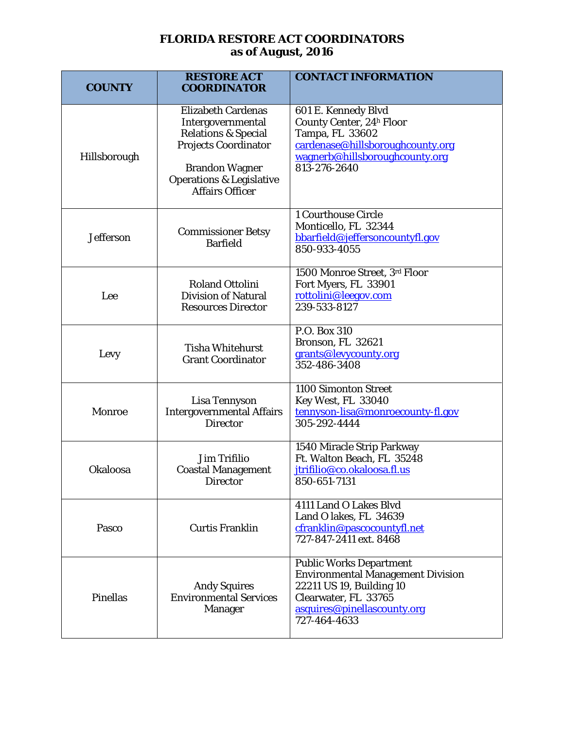# FLORIDA RESTORE ACT COORDINATORS
## as of August, 2016

| COUNTY | RESTORE ACT COORDINATOR | CONTACT INFORMATION |
|---|---|---|
| Hillsborough | Elizabeth Cardenas<br>Intergovernmental Relations & Special Projects Coordinator<br><br>Brandon Wagner<br>Operations & Legislative Affairs Officer | 601 E. Kennedy Blvd<br>County Center, 24h Floor<br>Tampa, FL 33602<br>cardenase@hillsboroughcounty.org<br>wagnerb@hillsboroughcounty.org<br>813-276-2640 |
| Jefferson | Commissioner Betsy Barfield | 1 Courthouse Circle<br>Monticello, FL 32344<br>bbarfield@jeffersoncountyfl.gov<br>850-933-4055 |
| Lee | Roland Ottolini<br>Division of Natural Resources Director | 1500 Monroe Street, 3rd Floor<br>Fort Myers, FL 33901<br>rottolini@leegov.com<br>239-533-8127 |
| Levy | Tisha Whitehurst<br>Grant Coordinator | P.O. Box 310<br>Bronson, FL 32621<br>grants@levycounty.org<br>352-486-3408 |
| Monroe | Lisa Tennyson<br>Intergovernmental Affairs Director | 1100 Simonton Street<br>Key West, FL 33040<br>tennyson-lisa@monroecounty-fl.gov<br>305-292-4444 |
| Okaloosa | Jim Trifilio<br>Coastal Management Director | 1540 Miracle Strip Parkway<br>Ft. Walton Beach, FL 35248<br>jtrifilio@co.okaloosa.fl.us<br>850-651-7131 |
| Pasco | Curtis Franklin | 4111 Land O Lakes Blvd<br>Land O lakes, FL 34639<br>cfranklin@pascocountyfl.net<br>727-847-2411 ext. 8468 |
| Pinellas | Andy Squires<br>Environmental Services Manager | Public Works Department<br>Environmental Management Division<br>22211 US 19, Building 10<br>Clearwater, FL 33765<br>asquires@pinellascounty.org<br>727-464-4633 |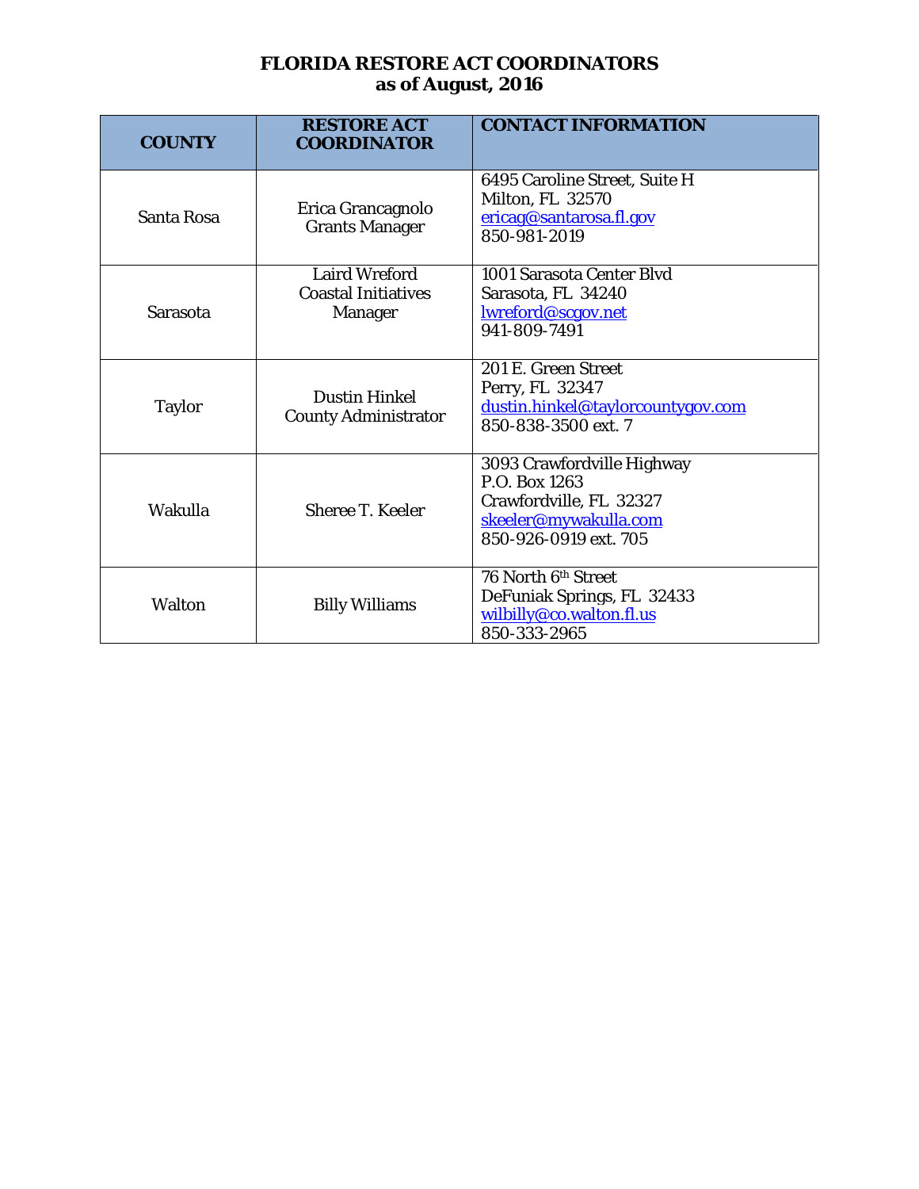# FLORIDA RESTORE ACT COORDINATORS
## as of August, 2016

| COUNTY | RESTORE ACT COORDINATOR | CONTACT INFORMATION |
|---|---|---|
| Santa Rosa | Erica Grancagnolo<br>Grants Manager | 6495 Caroline Street, Suite H<br>Milton, FL 32570<br>ericag@santarosa.fl.gov<br>850-981-2019 |
| Sarasota | Laird Wreford<br>Coastal Initiatives Manager | 1001 Sarasota Center Blvd<br>Sarasota, FL 34240<br>lwreford@scgov.net<br>941-809-7491 |
| Taylor | Dustin Hinkel<br>County Administrator | 201 E. Green Street<br>Perry, FL 32347<br>dustin.hinkel@taylorcountygov.com<br>850-838-3500 ext. 7 |
| Wakulla | Sheree T. Keeler | 3093 Crawfordville Highway<br>P.O. Box 1263<br>Crawfordville, FL 32327<br>skeeler@mywakulla.com<br>850-926-0919 ext. 705 |
| Walton | Billy Williams | 76 North 6th Street<br>DeFuniak Springs, FL 32433<br>wilbilly@co.walton.fl.us<br>850-333-2965 |